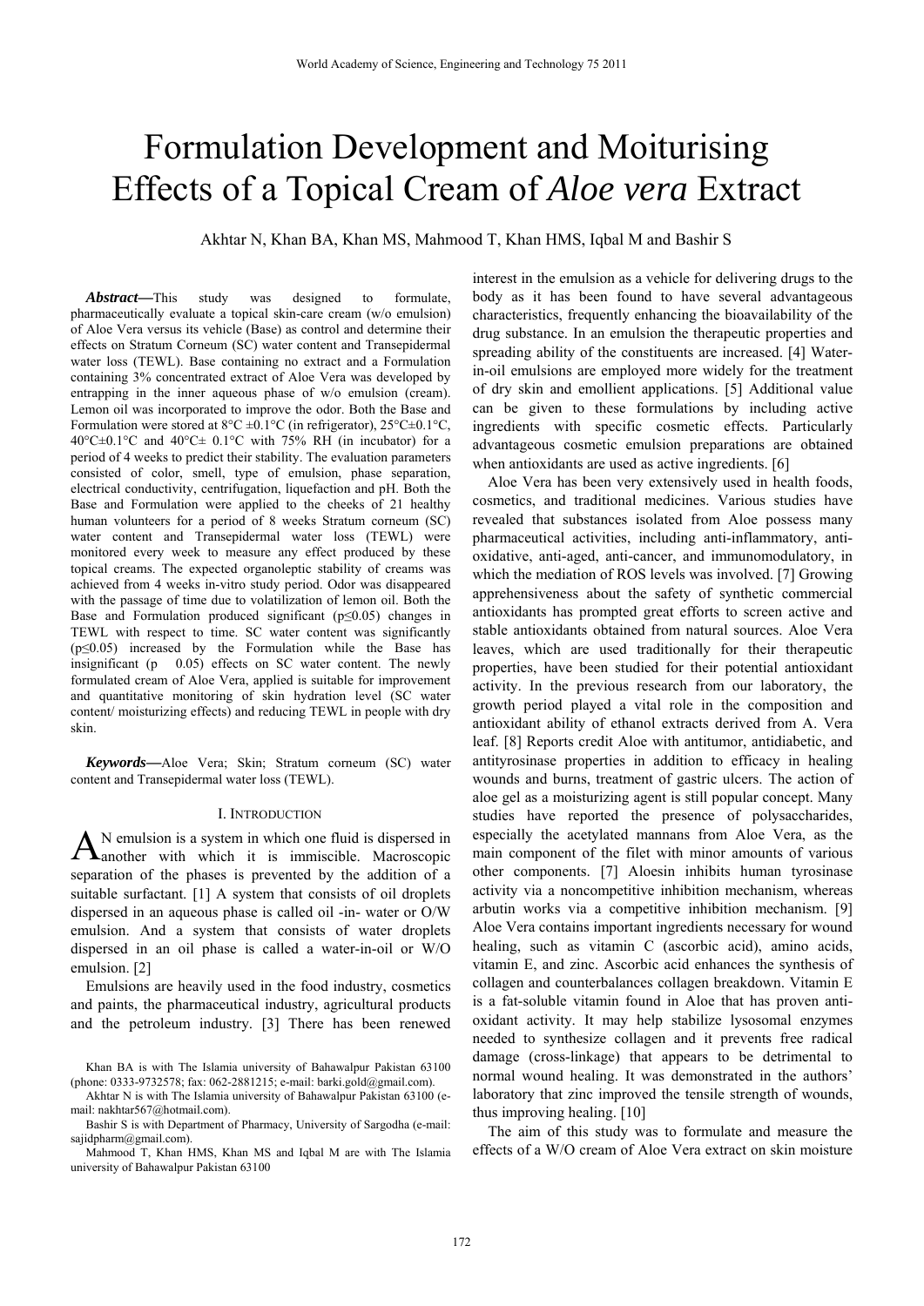# Formulation Development and Moituritising Effects of a Topical Cream of *Aloe vera* Extract

Akhtar N, Khan BA, Khan MS, Mahmood T, Khan HMS, Iqbal M and Bashir S

***Abstract*****—**This study was designed to formulate, pharmaceutically evaluate a topical skin-care cream (w/o emulsion) of Aloe Vera versus its vehicle (Base) as control and determine their effects on Stratum Corneum (SC) water content and Transepidermal water loss (TEWL). Base containing no extract and a Formulation containing 3% concentrated extract of Aloe Vera was developed by entrapping in the inner aqueous phase of w/o emulsion (cream). Lemon oil was incorporated to improve the odor. Both the Base and Formulation were stored at 8°C ±0.1°C (in refrigerator), 25°C±0.1°C, 40°C±0.1°C and 40°C± 0.1°C with 75% RH (in incubator) for a period of 4 weeks to predict their stability. The evaluation parameters consisted of color, smell, type of emulsion, phase separation, electrical conductivity, centrifugation, liquefaction and pH. Both the Base and Formulation were applied to the cheeks of 21 healthy human volunteers for a period of 8 weeks Stratum corneum (SC) water content and Transepidermal water loss (TEWL) were monitored every week to measure any effect produced by these topical creams. The expected organoleptic stability of creams was achieved from 4 weeks in-vitro study period. Odor was disappeared with the passage of time due to volatilization of lemon oil. Both the Base and Formulation produced significant ($p \leq 0.05$) changes in TEWL with respect to time. SC water content was significantly ($p \leq 0.05$) increased by the Formulation while the Base has insignificant (p 0.05) effects on SC water content. The newly formulated cream of Aloe Vera, applied is suitable for improvement and quantitative monitoring of skin hydration level (SC water content/ moisturizing effects) and reducing TEWL in people with dry skin.

***Keywords*****—**Aloe Vera; Skin; Stratum corneum (SC) water content and Transepidermal water loss (TEWL).

## I. Introduction

An emulsion is a system in which one fluid is dispersed in another with which it is immiscible. Macroscopic separation of the phases is prevented by the addition of a suitable surfactant. [1] A system that consists of oil droplets dispersed in an aqueous phase is called oil -in- water or O/W emulsion. And a system that consists of water droplets dispersed in an oil phase is called a water-in-oil or W/O emulsion. [2]

Emulsions are heavily used in the food industry, cosmetics and paints, the pharmaceutical industry, agricultural products and the petroleum industry. [3] There has been renewed interest in the emulsion as a vehicle for delivering drugs to the body as it has been found to have several advantageous characteristics, frequently enhancing the bioavailability of the drug substance. In an emulsion the therapeutic properties and spreading ability of the constituents are increased. [4] Water-in-oil emulsions are employed more widely for the treatment of dry skin and emollient applications. [5] Additional value can be given to these formulations by including active ingredients with specific cosmetic effects. Particularly advantageous cosmetic emulsion preparations are obtained when antioxidants are used as active ingredients. [6]

Aloe Vera has been very extensively used in health foods, cosmetics, and traditional medicines. Various studies have revealed that substances isolated from Aloe possess many pharmaceutical activities, including anti-inflammatory, anti-oxidative, anti-aged, anti-cancer, and immunomodulatory, in which the mediation of ROS levels was involved. [7] Growing apprehensiveness about the safety of synthetic commercial antioxidants has prompted great efforts to screen active and stable antioxidants obtained from natural sources. Aloe Vera leaves, which are used traditionally for their therapeutic properties, have been studied for their potential antioxidant activity. In the previous research from our laboratory, the growth period played a vital role in the composition and antioxidant ability of ethanol extracts derived from A. Vera leaf. [8] Reports credit Aloe with antitumor, antidiabetic, and antityrosinase properties in addition to efficacy in healing wounds and burns, treatment of gastric ulcers. The action of aloe gel as a moisturizing agent is still popular concept. Many studies have reported the presence of polysaccharides, especially the acetylated mannans from Aloe Vera, as the main component of the filet with minor amounts of various other components. [7] Aloesin inhibits human tyrosinase activity via a noncompetitive inhibition mechanism, whereas arbutin works via a competitive inhibition mechanism. [9] Aloe Vera contains important ingredients necessary for wound healing, such as vitamin C (ascorbic acid), amino acids, vitamin E, and zinc. Ascorbic acid enhances the synthesis of collagen and counterbalances collagen breakdown. Vitamin E is a fat-soluble vitamin found in Aloe that has proven anti-oxidant activity. It may help stabilize lysosomal enzymes needed to synthesize collagen and it prevents free radical damage (cross-linkage) that appears to be detrimental to normal wound healing. It was demonstrated in the authors' laboratory that zinc improved the tensile strength of wounds, thus improving healing. [10]

The aim of this study was to formulate and measure the effects of a W/O cream of Aloe Vera extract on skin moisture

Khan BA is with The Islamia university of Bahawalpur Pakistan 63100 (phone: 0333-9732578; fax: 062-2881215; e-mail: barki.gold@gmail.com).

Akhtar N is with The Islamia university of Bahawalpur Pakistan 63100 (e-mail: nakhtar567@hotmail.com).

Bashir S is with Department of Pharmacy, University of Sargodha (e-mail: sajidpharm@gmail.com).

Mahmood T, Khan HMS, Khan MS and Iqbal M are with The Islamia university of Bahawalpur Pakistan 63100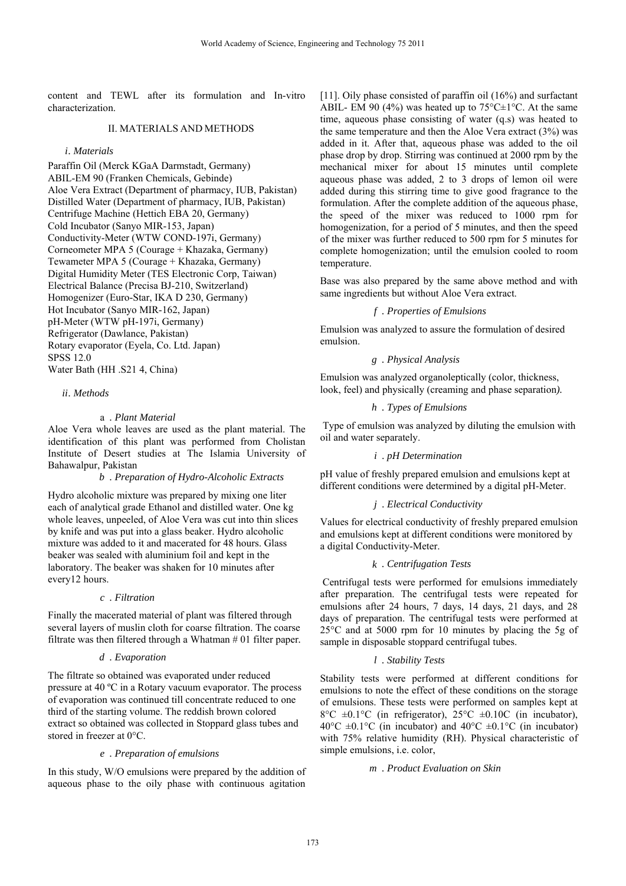content and TEWL after its formulation and In-vitro characterization.

## II. MATERIALS AND METHODS

### *i. Materials*

Paraffin Oil (Merck KGaA Darmstadt, Germany)
ABIL-EM 90 (Franken Chemicals, Gebinde)
Aloe Vera Extract (Department of pharmacy, IUB, Pakistan)
Distilled Water (Department of pharmacy, IUB, Pakistan)
Centrifuge Machine (Hettich EBA 20, Germany)
Cold Incubator (Sanyo MIR-153, Japan)
Conductivity-Meter (WTW COND-197i, Germany)
Corneometer MPA 5 (Courage + Khazaka, Germany)
Tewameter MPA 5 (Courage + Khazaka, Germany)
Digital Humidity Meter (TES Electronic Corp, Taiwan)
Electrical Balance (Precisa BJ-210, Switzerland)
Homogenizer (Euro-Star, IKA D 230, Germany)
Hot Incubator (Sanyo MIR-162, Japan)
pH-Meter (WTW pH-197i, Germany)
Refrigerator (Dawlance, Pakistan)
Rotary evaporator (Eyela, Co. Ltd. Japan)
SPSS 12.0
Water Bath (HH .S21 4, China)

### *ii. Methods*

#### a . *Plant Material*

Aloe Vera whole leaves are used as the plant material. The identification of this plant was performed from Cholistan Institute of Desert studies at The Islamia University of Bahawalpur, Pakistan

#### *b . Preparation of Hydro-Alcoholic Extracts*

Hydro alcoholic mixture was prepared by mixing one liter each of analytical grade Ethanol and distilled water. One kg whole leaves, unpeeled, of Aloe Vera was cut into thin slices by knife and was put into a glass beaker. Hydro alcoholic mixture was added to it and macerated for 48 hours. Glass beaker was sealed with aluminium foil and kept in the laboratory. The beaker was shaken for 10 minutes after every12 hours.

#### *c . Filtration*

Finally the macerated material of plant was filtered through several layers of muslin cloth for coarse filtration. The coarse filtrate was then filtered through a Whatman # 01 filter paper.

#### *d . Evaporation*

The filtrate so obtained was evaporated under reduced pressure at 40 ºC in a Rotary vacuum evaporator. The process of evaporation was continued till concentrate reduced to one third of the starting volume. The reddish brown colored extract so obtained was collected in Stoppard glass tubes and stored in freezer at 0°C.

#### *e . Preparation of emulsions*

In this study, W/O emulsions were prepared by the addition of aqueous phase to the oily phase with continuous agitation [11]. Oily phase consisted of paraffin oil (16%) and surfactant ABIL- EM 90 (4%) was heated up to 75°C±1°C. At the same time, aqueous phase consisting of water (q.s) was heated to the same temperature and then the Aloe Vera extract (3%) was added in it. After that, aqueous phase was added to the oil phase drop by drop. Stirring was continued at 2000 rpm by the mechanical mixer for about 15 minutes until complete aqueous phase was added, 2 to 3 drops of lemon oil were added during this stirring time to give good fragrance to the formulation. After the complete addition of the aqueous phase, the speed of the mixer was reduced to 1000 rpm for homogenization, for a period of 5 minutes, and then the speed of the mixer was further reduced to 500 rpm for 5 minutes for complete homogenization; until the emulsion cooled to room temperature.

Base was also prepared by the same above method and with same ingredients but without Aloe Vera extract.

#### *f . Properties of Emulsions*

Emulsion was analyzed to assure the formulation of desired emulsion.

#### *g . Physical Analysis*

Emulsion was analyzed organoleptically (color, thickness, look, feel) and physically (creaming and phase separation*).*

#### *h . Types of Emulsions*

Type of emulsion was analyzed by diluting the emulsion with oil and water separately.

#### *i . pH Determination*

pH value of freshly prepared emulsion and emulsions kept at different conditions were determined by a digital pH-Meter.

#### *j . Electrical Conductivity*

Values for electrical conductivity of freshly prepared emulsion and emulsions kept at different conditions were monitored by a digital Conductivity-Meter.

#### *k . Centrifugation Tests*

Centrifugal tests were performed for emulsions immediately after preparation. The centrifugal tests were repeated for emulsions after 24 hours, 7 days, 14 days, 21 days, and 28 days of preparation. The centrifugal tests were performed at 25°C and at 5000 rpm for 10 minutes by placing the 5g of sample in disposable stoppard centrifugal tubes.

#### *l . Stability Tests*

Stability tests were performed at different conditions for emulsions to note the effect of these conditions on the storage of emulsions. These tests were performed on samples kept at 8°C ±0.1°C (in refrigerator), 25°C ±0.10C (in incubator), 40°C ±0.1°C (in incubator) and 40°C ±0.1°C (in incubator) with 75% relative humidity (RH). Physical characteristic of simple emulsions, i.e. color,

#### *m . Product Evaluation on Skin*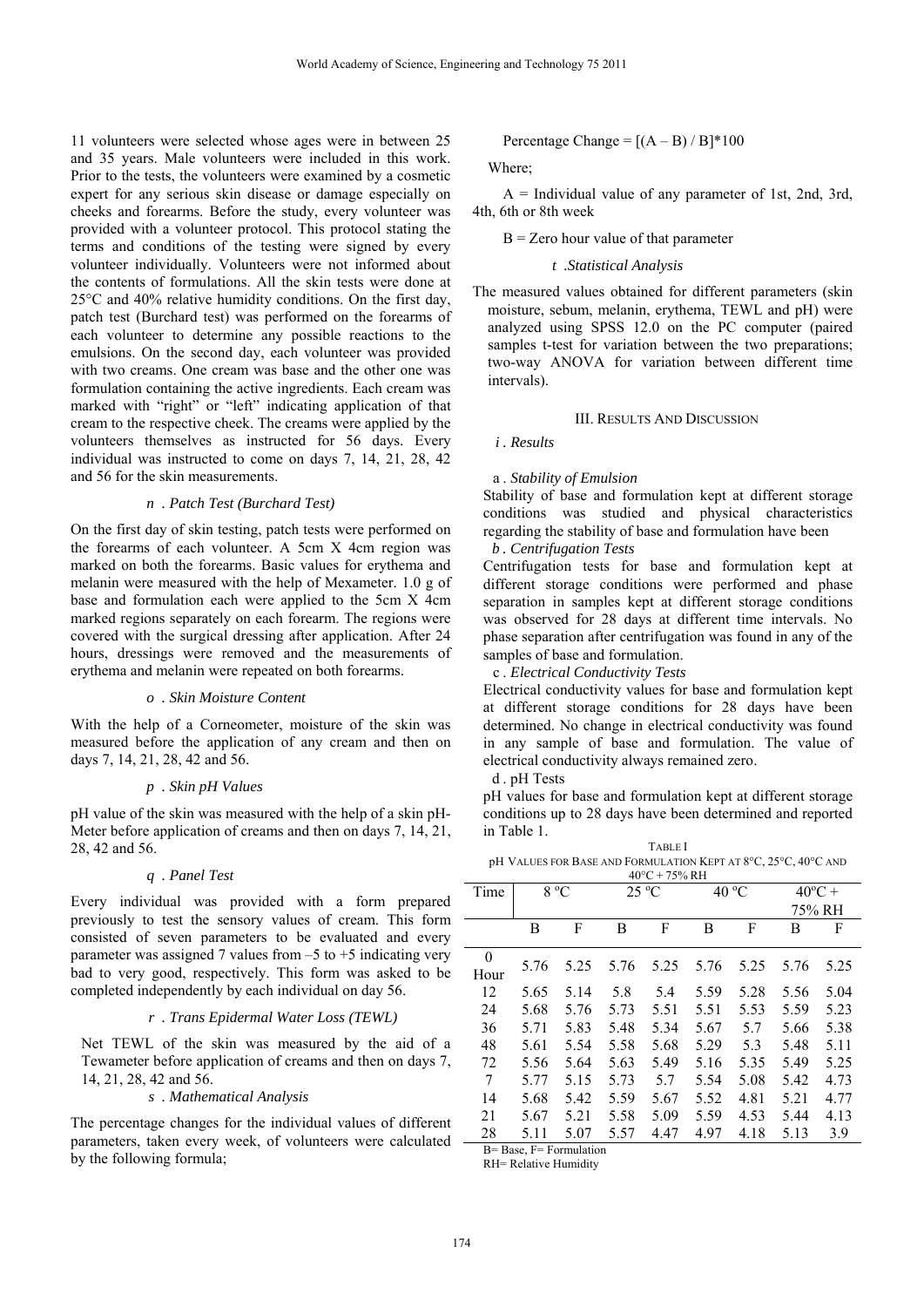11 volunteers were selected whose ages were in between 25 and 35 years. Male volunteers were included in this work. Prior to the tests, the volunteers were examined by a cosmetic expert for any serious skin disease or damage especially on cheeks and forearms. Before the study, every volunteer was provided with a volunteer protocol. This protocol stating the terms and conditions of the testing were signed by every volunteer individually. Volunteers were not informed about the contents of formulations. All the skin tests were done at 25°C and 40% relative humidity conditions. On the first day, patch test (Burchard test) was performed on the forearms of each volunteer to determine any possible reactions to the emulsions. On the second day, each volunteer was provided with two creams. One cream was base and the other one was formulation containing the active ingredients. Each cream was marked with "right" or "left" indicating application of that cream to the respective cheek. The creams were applied by the volunteers themselves as instructed for 56 days. Every individual was instructed to come on days 7, 14, 21, 28, 42 and 56 for the skin measurements.

#### *n . Patch Test (Burchard Test)*

On the first day of skin testing, patch tests were performed on the forearms of each volunteer. A 5cm X 4cm region was marked on both the forearms. Basic values for erythema and melanin were measured with the help of Mexameter. 1.0 g of base and formulation each were applied to the 5cm X 4cm marked regions separately on each forearm. The regions were covered with the surgical dressing after application. After 24 hours, dressings were removed and the measurements of erythema and melanin were repeated on both forearms.

#### *o . Skin Moisture Content*

With the help of a Corneometer, moisture of the skin was measured before the application of any cream and then on days 7, 14, 21, 28, 42 and 56.

#### *p . Skin pH Values*

pH value of the skin was measured with the help of a skin pH-Meter before application of creams and then on days 7, 14, 21, 28, 42 and 56.

#### *q . Panel Test*

Every individual was provided with a form prepared previously to test the sensory values of cream. This form consisted of seven parameters to be evaluated and every parameter was assigned 7 values from –5 to +5 indicating very bad to very good, respectively. This form was asked to be completed independently by each individual on day 56.

#### *r . Trans Epidermal Water Loss (TEWL)*

Net TEWL of the skin was measured by the aid of a Tewameter before application of creams and then on days 7, 14, 21, 28, 42 and 56.

#### *s . Mathematical Analysis*

The percentage changes for the individual values of different parameters, taken every week, of volunteers were calculated by the following formula;

$$\text{Percentage Change} = [(A - B) / B]*100$$

Where;

A = Individual value of any parameter of 1st, 2nd, 3rd, 4th, 6th or 8th week

B = Zero hour value of that parameter

#### *t .Statistical Analysis*

The measured values obtained for different parameters (skin moisture, sebum, melanin, erythema, TEWL and pH) were analyzed using SPSS 12.0 on the PC computer (paired samples t-test for variation between the two preparations; two-way ANOVA for variation between different time intervals).

## III. Results And Discussion

### *i . Results*

#### *a . Stability of Emulsion*

Stability of base and formulation kept at different storage conditions was studied and physical characteristics regarding the stability of base and formulation have been

#### *b . Centrifugation Tests*

Centrifugation tests for base and formulation kept at different storage conditions were performed and phase separation in samples kept at different storage conditions was observed for 28 days at different time intervals. No phase separation after centrifugation was found in any of the samples of base and formulation.

#### *c . Electrical Conductivity Tests*

Electrical conductivity values for base and formulation kept at different storage conditions for 28 days have been determined. No change in electrical conductivity was found in any sample of base and formulation. The value of electrical conductivity always remained zero.

#### *d . pH Tests*

pH values for base and formulation kept at different storage conditions up to 28 days have been determined and reported in Table 1.

TABLE I
pH Values for Base and Formulation Kept at 8°C, 25°C, 40°C and 40°C + 75% RH

| Time | 8 ºC | | 25 ºC | | 40 ºC | | 40ºC + 75% RH | |
|---|---|---|---|---|---|---|---|---|
| | B | F | B | F | B | F | B | F |
| 0 Hour | 5.76 | 5.25 | 5.76 | 5.25 | 5.76 | 5.25 | 5.76 | 5.25 |
| 12 | 5.65 | 5.14 | 5.8 | 5.4 | 5.59 | 5.28 | 5.56 | 5.04 |
| 24 | 5.68 | 5.76 | 5.73 | 5.51 | 5.51 | 5.53 | 5.59 | 5.23 |
| 36 | 5.71 | 5.83 | 5.48 | 5.34 | 5.67 | 5.7 | 5.66 | 5.38 |
| 48 | 5.61 | 5.54 | 5.58 | 5.68 | 5.29 | 5.3 | 5.48 | 5.11 |
| 72 | 5.56 | 5.64 | 5.63 | 5.49 | 5.16 | 5.35 | 5.49 | 5.25 |
| 7 | 5.77 | 5.15 | 5.73 | 5.7 | 5.54 | 5.08 | 5.42 | 4.73 |
| 14 | 5.68 | 5.42 | 5.59 | 5.67 | 5.52 | 4.81 | 5.21 | 4.77 |
| 21 | 5.67 | 5.21 | 5.58 | 5.09 | 5.59 | 4.53 | 5.44 | 4.13 |
| 28 | 5.11 | 5.07 | 5.57 | 4.47 | 4.97 | 4.18 | 5.13 | 3.9 |

B= Base, F= Formulation
RH= Relative Humidity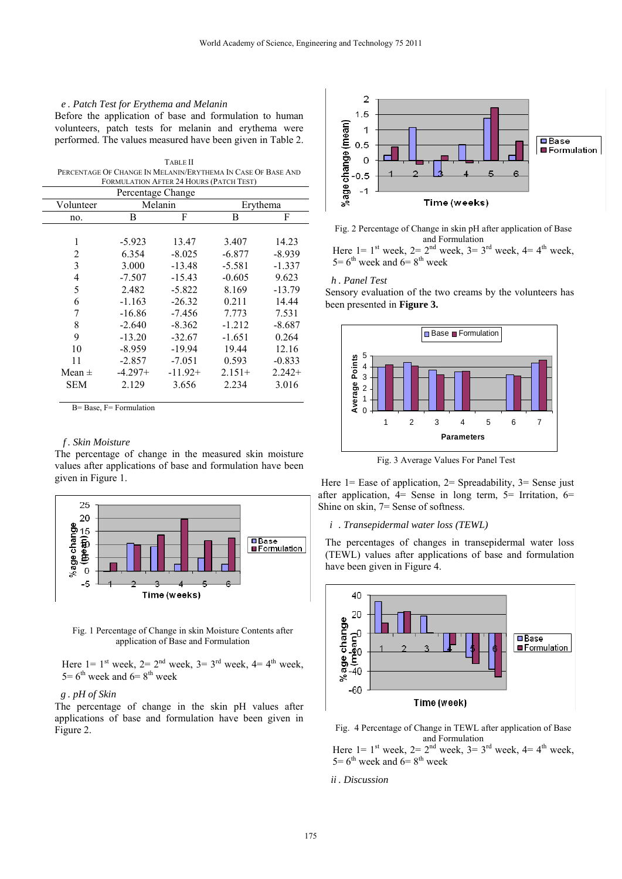*e . Patch Test for Erythema and Melanin*

Before the application of base and formulation to human volunteers, patch tests for melanin and erythema were performed. The values measured have been given in Table 2.

TABLE II
PERCENTAGE OF CHANGE IN MELANIN/ERYTHEMA IN CASE OF BASE AND FORMULATION AFTER 24 HOURS (PATCH TEST)

| Volunteer no. | Percentage Change | | | |
|---|---|---|---|---|
| | Melanin | | Erythema | |
| | B | F | B | F |
| 1 | -5.923 | 13.47 | 3.407 | 14.23 |
| 2 | 6.354 | -8.025 | -6.877 | -8.939 |
| 3 | 3.000 | -13.48 | -5.581 | -1.337 |
| 4 | -7.507 | -15.43 | -0.605 | 9.623 |
| 5 | 2.482 | -5.822 | 8.169 | -13.79 |
| 6 | -1.163 | -26.32 | 0.211 | 14.44 |
| 7 | -16.86 | -7.456 | 7.773 | 7.531 |
| 8 | -2.640 | -8.362 | -1.212 | -8.687 |
| 9 | -13.20 | -32.67 | -1.651 | 0.264 |
| 10 | -8.959 | -19.94 | 19.44 | 12.16 |
| 11 | -2.857 | -7.051 | 0.593 | -0.833 |
| Mean ± SEM | -4.297+ 2.129 | -11.92+ 3.656 | 2.151+ 2.234 | 2.242+ 3.016 |

B= Base, F= Formulation

*f . Skin Moisture*

The percentage of change in the measured skin moisture values after applications of base and formulation have been given in Figure 1.

Fig. 1 Percentage of Change in skin Moisture Contents after application of Base and Formulation

Here 1= 1[st] week, 2= 2[nd] week, 3= 3[rd] week, 4= 4[th] week, 5= 6[th] week and 6= 8[th] week

*g . pH of Skin*

The percentage of change in the skin pH values after applications of base and formulation have been given in Figure 2.

Fig. 2 Percentage of Change in skin pH after application of Base and Formulation

Here 1= 1[st] week, 2= 2[nd] week, 3= 3[rd] week, 4= 4[th] week, 5= 6[th] week and 6= 8[th] week

*h . Panel Test*

Sensory evaluation of the two creams by the volunteers has been presented in **Figure 3.**

Fig. 3 Average Values For Panel Test

Here 1= Ease of application, 2= Spreadability, 3= Sense just after application, 4= Sense in long term, 5= Irritation, 6= Shine on skin, 7= Sense of softness.

*i . Transepidermal water loss (TEWL)*

The percentages of changes in transepidermal water loss (TEWL) values after applications of base and formulation have been given in Figure 4.

Fig. 4 Percentage of Change in TEWL after application of Base and Formulation

Here 1= 1[st] week, 2= 2[nd] week, 3= 3[rd] week, 4= 4[th] week, 5= 6[th] week and 6= 8[th] week

*ii . Discussion*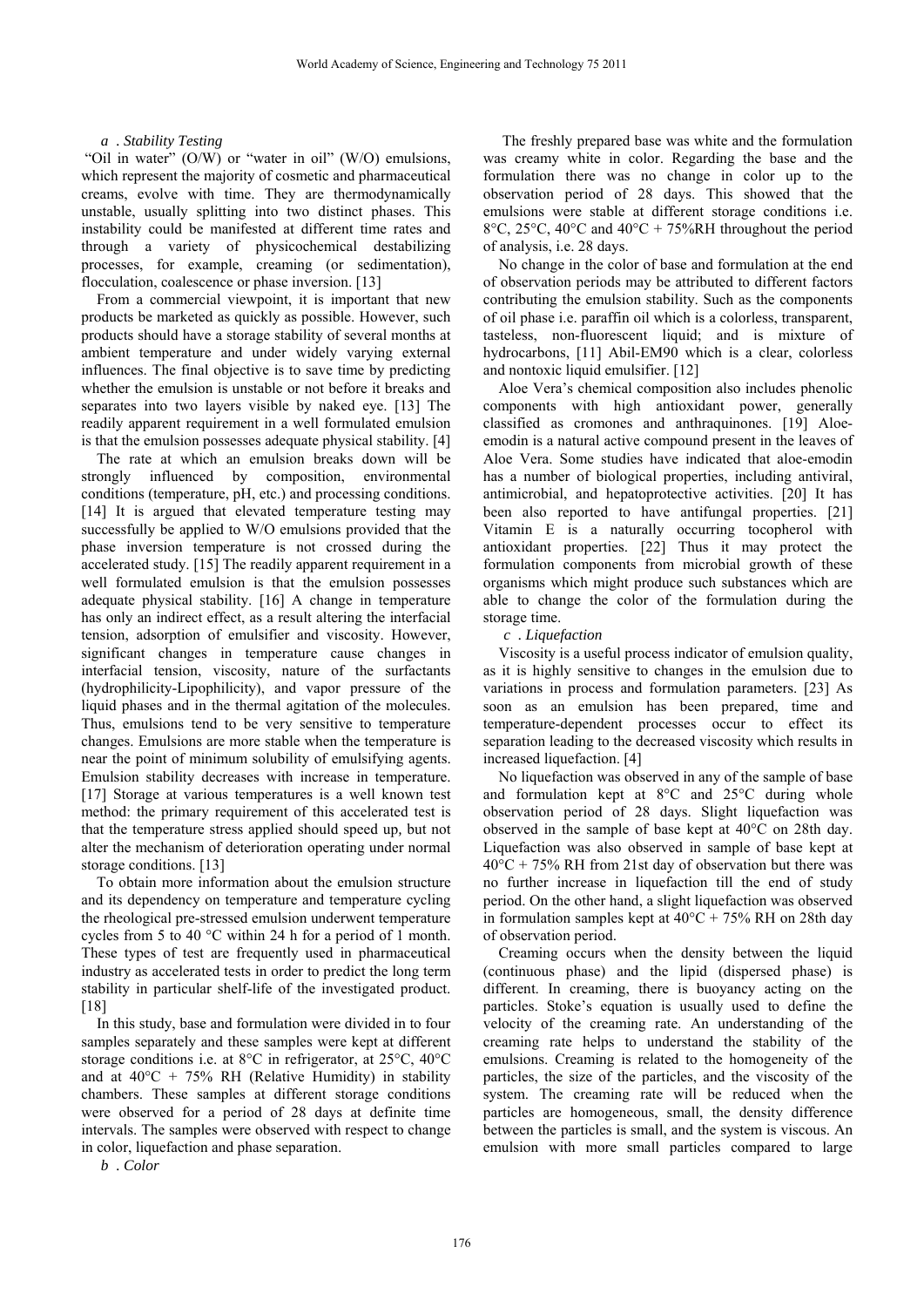*a . Stability Testing*

"Oil in water" (O/W) or "water in oil" (W/O) emulsions, which represent the majority of cosmetic and pharmaceutical creams, evolve with time. They are thermodynamically unstable, usually splitting into two distinct phases. This instability could be manifested at different time rates and through a variety of physicochemical destabilizing processes, for example, creaming (or sedimentation), flocculation, coalescence or phase inversion. [13]

From a commercial viewpoint, it is important that new products be marketed as quickly as possible. However, such products should have a storage stability of several months at ambient temperature and under widely varying external influences. The final objective is to save time by predicting whether the emulsion is unstable or not before it breaks and separates into two layers visible by naked eye. [13] The readily apparent requirement in a well formulated emulsion is that the emulsion possesses adequate physical stability. [4]

The rate at which an emulsion breaks down will be strongly influenced by composition, environmental conditions (temperature, pH, etc.) and processing conditions. [14] It is argued that elevated temperature testing may successfully be applied to W/O emulsions provided that the phase inversion temperature is not crossed during the accelerated study. [15] The readily apparent requirement in a well formulated emulsion is that the emulsion possesses adequate physical stability. [16] A change in temperature has only an indirect effect, as a result altering the interfacial tension, adsorption of emulsifier and viscosity. However, significant changes in temperature cause changes in interfacial tension, viscosity, nature of the surfactants (hydrophilicity-Lipophilicity), and vapor pressure of the liquid phases and in the thermal agitation of the molecules. Thus, emulsions tend to be very sensitive to temperature changes. Emulsions are more stable when the temperature is near the point of minimum solubility of emulsifying agents. Emulsion stability decreases with increase in temperature. [17] Storage at various temperatures is a well known test method: the primary requirement of this accelerated test is that the temperature stress applied should speed up, but not alter the mechanism of deterioration operating under normal storage conditions. [13]

To obtain more information about the emulsion structure and its dependency on temperature and temperature cycling the rheological pre-stressed emulsion underwent temperature cycles from 5 to 40 °C within 24 h for a period of 1 month. These types of test are frequently used in pharmaceutical industry as accelerated tests in order to predict the long term stability in particular shelf-life of the investigated product. [18]

In this study, base and formulation were divided in to four samples separately and these samples were kept at different storage conditions i.e. at 8°C in refrigerator, at 25°C, 40°C and at 40°C + 75% RH (Relative Humidity) in stability chambers. These samples at different storage conditions were observed for a period of 28 days at definite time intervals. The samples were observed with respect to change in color, liquefaction and phase separation.

*b . Color*

The freshly prepared base was white and the formulation was creamy white in color. Regarding the base and the formulation there was no change in color up to the observation period of 28 days. This showed that the emulsions were stable at different storage conditions i.e. 8°C, 25°C, 40°C and 40°C + 75%RH throughout the period of analysis, i.e. 28 days.

No change in the color of base and formulation at the end of observation periods may be attributed to different factors contributing the emulsion stability. Such as the components of oil phase i.e. paraffin oil which is a colorless, transparent, tasteless, non-fluorescent liquid; and is mixture of hydrocarbons, [11] Abil-EM90 which is a clear, colorless and nontoxic liquid emulsifier. [12]

Aloe Vera's chemical composition also includes phenolic components with high antioxidant power, generally classified as cromones and anthraquinones. [19] Aloe-emodin is a natural active compound present in the leaves of Aloe Vera. Some studies have indicated that aloe-emodin has a number of biological properties, including antiviral, antimicrobial, and hepatoprotective activities. [20] It has been also reported to have antifungal properties. [21] Vitamin E is a naturally occurring tocopherol with antioxidant properties. [22] Thus it may protect the formulation components from microbial growth of these organisms which might produce such substances which are able to change the color of the formulation during the storage time.

*c . Liquefaction*

Viscosity is a useful process indicator of emulsion quality, as it is highly sensitive to changes in the emulsion due to variations in process and formulation parameters. [23] As soon as an emulsion has been prepared, time and temperature-dependent processes occur to effect its separation leading to the decreased viscosity which results in increased liquefaction. [4]

No liquefaction was observed in any of the sample of base and formulation kept at 8°C and 25°C during whole observation period of 28 days. Slight liquefaction was observed in the sample of base kept at 40°C on 28th day. Liquefaction was also observed in sample of base kept at 40°C + 75% RH from 21st day of observation but there was no further increase in liquefaction till the end of study period. On the other hand, a slight liquefaction was observed in formulation samples kept at 40°C + 75% RH on 28th day of observation period.

Creaming occurs when the density between the liquid (continuous phase) and the lipid (dispersed phase) is different. In creaming, there is buoyancy acting on the particles. Stoke's equation is usually used to define the velocity of the creaming rate. An understanding of the creaming rate helps to understand the stability of the emulsions. Creaming is related to the homogeneity of the particles, the size of the particles, and the viscosity of the system. The creaming rate will be reduced when the particles are homogeneous, small, the density difference between the particles is small, and the system is viscous. An emulsion with more small particles compared to large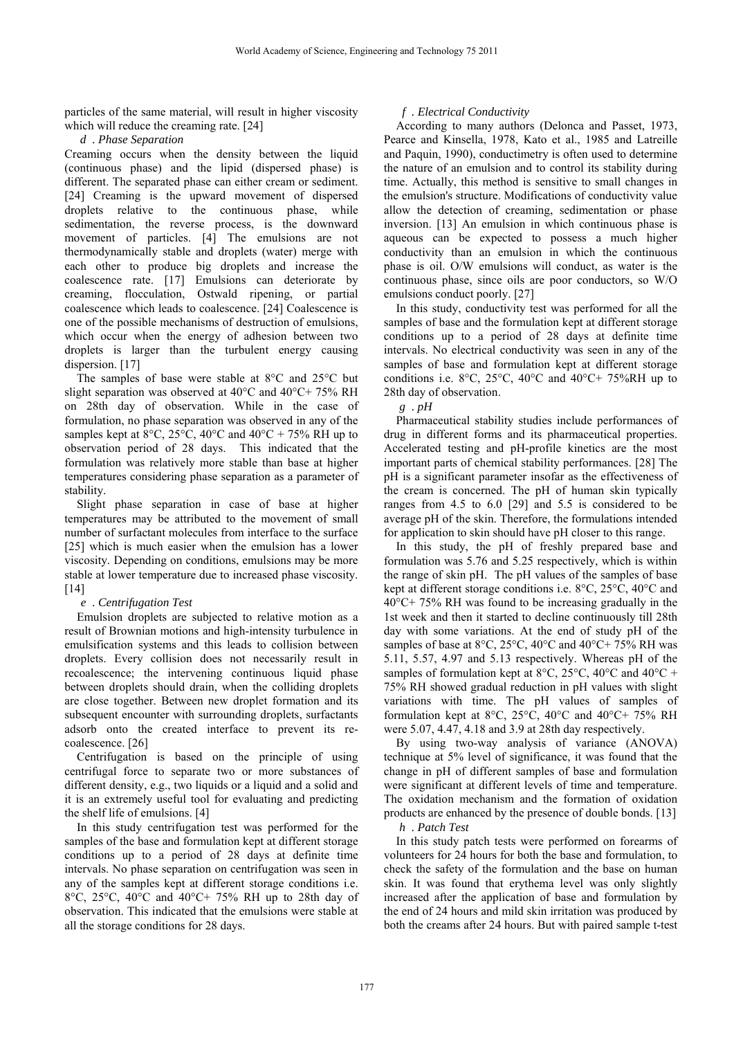particles of the same material, will result in higher viscosity which will reduce the creaming rate. [24]

### *d . Phase Separation*

Creaming occurs when the density between the liquid (continuous phase) and the lipid (dispersed phase) is different. The separated phase can either cream or sediment. [24] Creaming is the upward movement of dispersed droplets relative to the continuous phase, while sedimentation, the reverse process, is the downward movement of particles. [4] The emulsions are not thermodynamically stable and droplets (water) merge with each other to produce big droplets and increase the coalescence rate. [17] Emulsions can deteriorate by creaming, flocculation, Ostwald ripening, or partial coalescence which leads to coalescence. [24] Coalescence is one of the possible mechanisms of destruction of emulsions, which occur when the energy of adhesion between two droplets is larger than the turbulent energy causing dispersion. [17]

The samples of base were stable at 8°C and 25°C but slight separation was observed at 40°C and 40°C+ 75% RH on 28th day of observation. While in the case of formulation, no phase separation was observed in any of the samples kept at 8°C, 25°C, 40°C and 40°C + 75% RH up to observation period of 28 days. This indicated that the formulation was relatively more stable than base at higher temperatures considering phase separation as a parameter of stability.

Slight phase separation in case of base at higher temperatures may be attributed to the movement of small number of surfactant molecules from interface to the surface [25] which is much easier when the emulsion has a lower viscosity. Depending on conditions, emulsions may be more stable at lower temperature due to increased phase viscosity. [14]

### *e . Centrifugation Test*

Emulsion droplets are subjected to relative motion as a result of Brownian motions and high-intensity turbulence in emulsification systems and this leads to collision between droplets. Every collision does not necessarily result in recoalescence; the intervening continuous liquid phase between droplets should drain, when the colliding droplets are close together. Between new droplet formation and its subsequent encounter with surrounding droplets, surfactants adsorb onto the created interface to prevent its re-coalescence. [26]

Centrifugation is based on the principle of using centrifugal force to separate two or more substances of different density, e.g., two liquids or a liquid and a solid and it is an extremely useful tool for evaluating and predicting the shelf life of emulsions. [4]

In this study centrifugation test was performed for the samples of the base and formulation kept at different storage conditions up to a period of 28 days at definite time intervals. No phase separation on centrifugation was seen in any of the samples kept at different storage conditions i.e. 8°C, 25°C, 40°C and 40°C+ 75% RH up to 28th day of observation. This indicated that the emulsions were stable at all the storage conditions for 28 days.

### *f . Electrical Conductivity*

According to many authors (Delonca and Passet, 1973, Pearce and Kinsella, 1978, Kato et al., 1985 and Latreille and Paquin, 1990), conductimetry is often used to determine the nature of an emulsion and to control its stability during time. Actually, this method is sensitive to small changes in the emulsion's structure. Modifications of conductivity value allow the detection of creaming, sedimentation or phase inversion. [13] An emulsion in which continuous phase is aqueous can be expected to possess a much higher conductivity than an emulsion in which the continuous phase is oil. O/W emulsions will conduct, as water is the continuous phase, since oils are poor conductors, so W/O emulsions conduct poorly. [27]

In this study, conductivity test was performed for all the samples of base and the formulation kept at different storage conditions up to a period of 28 days at definite time intervals. No electrical conductivity was seen in any of the samples of base and formulation kept at different storage conditions i.e. 8°C, 25°C, 40°C and 40°C+ 75%RH up to 28th day of observation.

### *g . pH*

Pharmaceutical stability studies include performances of drug in different forms and its pharmaceutical properties. Accelerated testing and pH-profile kinetics are the most important parts of chemical stability performances. [28] The pH is a significant parameter insofar as the effectiveness of the cream is concerned. The pH of human skin typically ranges from 4.5 to 6.0 [29] and 5.5 is considered to be average pH of the skin. Therefore, the formulations intended for application to skin should have pH closer to this range.

In this study, the pH of freshly prepared base and formulation was 5.76 and 5.25 respectively, which is within the range of skin pH. The pH values of the samples of base kept at different storage conditions i.e. 8°C, 25°C, 40°C and 40°C+ 75% RH was found to be increasing gradually in the 1st week and then it started to decline continuously till 28th day with some variations. At the end of study pH of the samples of base at 8°C, 25°C, 40°C and 40°C+ 75% RH was 5.11, 5.57, 4.97 and 5.13 respectively. Whereas pH of the samples of formulation kept at 8°C, 25°C, 40°C and 40°C + 75% RH showed gradual reduction in pH values with slight variations with time. The pH values of samples of formulation kept at 8°C, 25°C, 40°C and 40°C+ 75% RH were 5.07, 4.47, 4.18 and 3.9 at 28th day respectively.

By using two-way analysis of variance (ANOVA) technique at 5% level of significance, it was found that the change in pH of different samples of base and formulation were significant at different levels of time and temperature. The oxidation mechanism and the formation of oxidation products are enhanced by the presence of double bonds. [13]

### *h . Patch Test*

In this study patch tests were performed on forearms of volunteers for 24 hours for both the base and formulation, to check the safety of the formulation and the base on human skin. It was found that erythema level was only slightly increased after the application of base and formulation by the end of 24 hours and mild skin irritation was produced by both the creams after 24 hours. But with paired sample t-test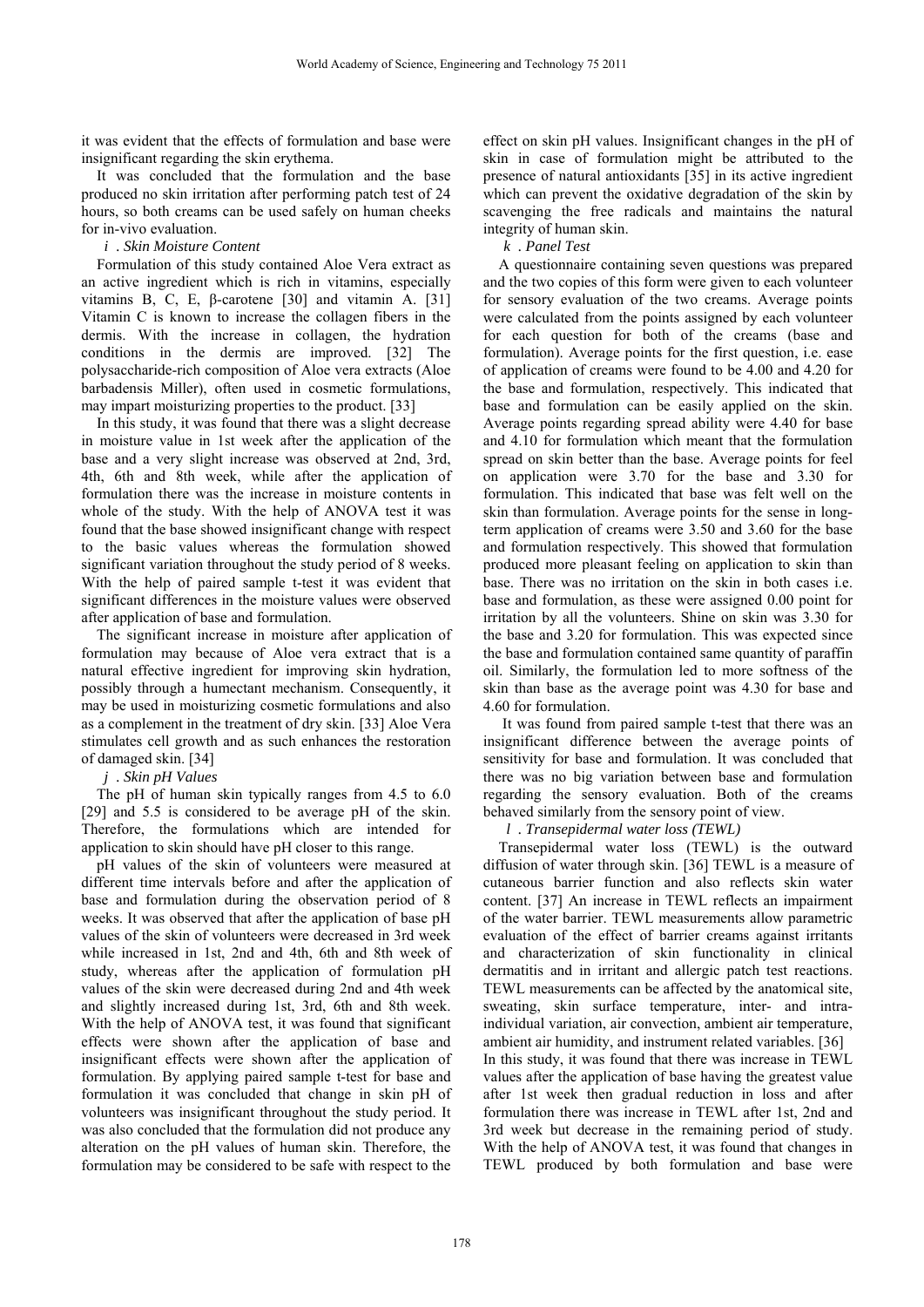it was evident that the effects of formulation and base were insignificant regarding the skin erythema.

It was concluded that the formulation and the base produced no skin irritation after performing patch test of 24 hours, so both creams can be used safely on human cheeks for in-vivo evaluation.

### *i . Skin Moisture Content*

Formulation of this study contained Aloe Vera extract as an active ingredient which is rich in vitamins, especially vitamins B, C, E, β-carotene [30] and vitamin A. [31] Vitamin C is known to increase the collagen fibers in the dermis. With the increase in collagen, the hydration conditions in the dermis are improved. [32] The polysaccharide-rich composition of Aloe vera extracts (Aloe barbadensis Miller), often used in cosmetic formulations, may impart moisturizing properties to the product. [33]

In this study, it was found that there was a slight decrease in moisture value in 1st week after the application of the base and a very slight increase was observed at 2nd, 3rd, 4th, 6th and 8th week, while after the application of formulation there was the increase in moisture contents in whole of the study. With the help of ANOVA test it was found that the base showed insignificant change with respect to the basic values whereas the formulation showed significant variation throughout the study period of 8 weeks. With the help of paired sample t-test it was evident that significant differences in the moisture values were observed after application of base and formulation.

The significant increase in moisture after application of formulation may because of Aloe vera extract that is a natural effective ingredient for improving skin hydration, possibly through a humectant mechanism. Consequently, it may be used in moisturizing cosmetic formulations and also as a complement in the treatment of dry skin. [33] Aloe Vera stimulates cell growth and as such enhances the restoration of damaged skin. [34]

### *j . Skin pH Values*

The pH of human skin typically ranges from 4.5 to 6.0 [29] and 5.5 is considered to be average pH of the skin. Therefore, the formulations which are intended for application to skin should have pH closer to this range.

pH values of the skin of volunteers were measured at different time intervals before and after the application of base and formulation during the observation period of 8 weeks. It was observed that after the application of base pH values of the skin of volunteers were decreased in 3rd week while increased in 1st, 2nd and 4th, 6th and 8th week of study, whereas after the application of formulation pH values of the skin were decreased during 2nd and 4th week and slightly increased during 1st, 3rd, 6th and 8th week. With the help of ANOVA test, it was found that significant effects were shown after the application of base and insignificant effects were shown after the application of formulation. By applying paired sample t-test for base and formulation it was concluded that change in skin pH of volunteers was insignificant throughout the study period. It was also concluded that the formulation did not produce any alteration on the pH values of human skin. Therefore, the formulation may be considered to be safe with respect to the effect on skin pH values. Insignificant changes in the pH of skin in case of formulation might be attributed to the presence of natural antioxidants [35] in its active ingredient which can prevent the oxidative degradation of the skin by scavenging the free radicals and maintains the natural integrity of human skin.

### *k . Panel Test*

A questionnaire containing seven questions was prepared and the two copies of this form were given to each volunteer for sensory evaluation of the two creams. Average points were calculated from the points assigned by each volunteer for each question for both of the creams (base and formulation). Average points for the first question, i.e. ease of application of creams were found to be 4.00 and 4.20 for the base and formulation, respectively. This indicated that base and formulation can be easily applied on the skin. Average points regarding spread ability were 4.40 for base and 4.10 for formulation which meant that the formulation spread on skin better than the base. Average points for feel on application were 3.70 for the base and 3.30 for formulation. This indicated that base was felt well on the skin than formulation. Average points for the sense in long-term application of creams were 3.50 and 3.60 for the base and formulation respectively. This showed that formulation produced more pleasant feeling on application to skin than base. There was no irritation on the skin in both cases i.e. base and formulation, as these were assigned 0.00 point for irritation by all the volunteers. Shine on skin was 3.30 for the base and 3.20 for formulation. This was expected since the base and formulation contained same quantity of paraffin oil. Similarly, the formulation led to more softness of the skin than base as the average point was 4.30 for base and 4.60 for formulation.

It was found from paired sample t-test that there was an insignificant difference between the average points of sensitivity for base and formulation. It was concluded that there was no big variation between base and formulation regarding the sensory evaluation. Both of the creams behaved similarly from the sensory point of view.

### *l . Transepidermal water loss (TEWL)*

Transepidermal water loss (TEWL) is the outward diffusion of water through skin. [36] TEWL is a measure of cutaneous barrier function and also reflects skin water content. [37] An increase in TEWL reflects an impairment of the water barrier. TEWL measurements allow parametric evaluation of the effect of barrier creams against irritants and characterization of skin functionality in clinical dermatitis and in irritant and allergic patch test reactions. TEWL measurements can be affected by the anatomical site, sweating, skin surface temperature, inter- and intra-individual variation, air convection, ambient air temperature, ambient air humidity, and instrument related variables. [36]

In this study, it was found that there was increase in TEWL values after the application of base having the greatest value after 1st week then gradual reduction in loss and after formulation there was increase in TEWL after 1st, 2nd and 3rd week but decrease in the remaining period of study. With the help of ANOVA test, it was found that changes in TEWL produced by both formulation and base were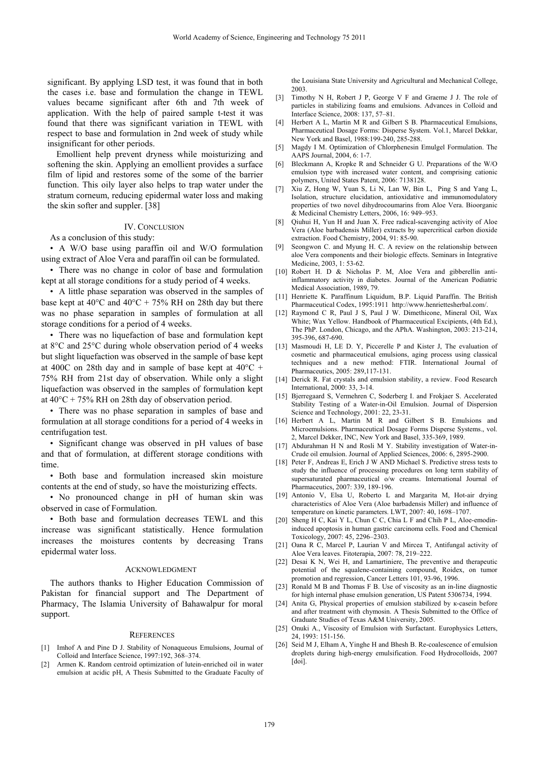significant. By applying LSD test, it was found that in both the cases i.e. base and formulation the change in TEWL values became significant after 6th and 7th week of application. With the help of paired sample t-test it was found that there was significant variation in TEWL with respect to base and formulation in 2nd week of study while insignificant for other periods.

Emollient help prevent dryness while moisturizing and softening the skin. Applying an emollient provides a surface film of lipid and restores some of the some of the barrier function. This oily layer also helps to trap water under the stratum corneum, reducing epidermal water loss and making the skin softer and suppler. [38]

## IV. Conclusion

As a conclusion of this study:

- A W/O base using paraffin oil and W/O formulation using extract of Aloe Vera and paraffin oil can be formulated.
- There was no change in color of base and formulation kept at all storage conditions for a study period of 4 weeks.
- A little phase separation was observed in the samples of base kept at 40°C and 40°C + 75% RH on 28th day but there was no phase separation in samples of formulation at all storage conditions for a period of 4 weeks.
- There was no liquefaction of base and formulation kept at 8°C and 25°C during whole observation period of 4 weeks but slight liquefaction was observed in the sample of base kept at 400C on 28th day and in sample of base kept at 40°C + 75% RH from 21st day of observation. While only a slight liquefaction was observed in the samples of formulation kept at 40°C + 75% RH on 28th day of observation period.
- There was no phase separation in samples of base and formulation at all storage conditions for a period of 4 weeks in centrifugation test.
- Significant change was observed in pH values of base and that of formulation, at different storage conditions with time.
- Both base and formulation increased skin moisture contents at the end of study, so have the moisturizing effects.
- No pronounced change in pH of human skin was observed in case of Formulation.
- Both base and formulation decreases TEWL and this increase was significant statistically. Hence formulation increases the moistures contents by decreasing Trans epidermal water loss.

## Acknowledgment

The authors thanks to Higher Education Commission of Pakistan for financial support and The Department of Pharmacy, The Islamia University of Bahawalpur for moral support.

## References

[1] Imhof A and Pine D J. Stability of Nonaqueous Emulsions, Journal of Colloid and Interface Science, 1997:192, 368–374.

[2] Armen K. Random centroid optimization of lutein-enriched oil in water emulsion at acidic pH, A Thesis Submitted to the Graduate Faculty of the Louisiana State University and Agricultural and Mechanical College, 2003.

[3] Timothy N H, Robert J P, George V F and Graeme J J. The role of particles in stabilizing foams and emulsions. Advances in Colloid and Interface Science, 2008: 137, 57–81.

[4] Herbert A L, Martin M R and Gilbert S B. Pharmaceutical Emulsions, Pharmaceutical Dosage Forms: Disperse System. Vol.1, Marcel Dekkar, New York and Basel, 1988:199-240, 285-288.

[5] Magdy I M. Optimization of Chlorphenesin Emulgel Formulation. The AAPS Journal, 2004, 6: 1-7.

[6] Bleckmann A, Kropke R and Schneider G U. Preparations of the W/O emulsion type with increased water content, and comprising cationic polymers, United States Patent, 2006: 7138128.

[7] Xiu Z, Hong W, Yuan S, Li N, Lan W, Bin L, Ping S and Yang L, Isolation, structure elucidation, antioxidative and immunomodulatory properties of two novel dihydrocoumarins from Aloe Vera. Bioorganic & Medicinal Chemistry Letters, 2006, 16: 949–953.

[8] Qiuhui H, Yun H and Juan X. Free radical-scavenging activity of Aloe Vera (Aloe barbadensis Miller) extracts by supercritical carbon dioxide extraction. Food Chemistry, 2004, 91: 85-90.

[9] Seongwon C. and Myung H. C. A review on the relationship between aloe Vera components and their biologic effects. Seminars in Integrative Medicine, 2003, 1: 53-62.

[10] Robert H. D & Nicholas P. M, Aloe Vera and gibberellin anti-inflammatory activity in diabetes. Journal of the American Podiatric Medical Association, 1989, 79.

[11] Henriette K. Paraffinum Liquidum, B.P. Liquid Paraffin. The British Pharmaceutical Codex, 1995:1911 http://www.henriettesherbal.com/.

[12] Raymond C R, Paul J S, Paul J W. Dimethicone, Mineral Oil, Wax White; Wax Yellow. Handbook of Pharmaceutical Excipients, (4th Ed.), The PhP. London, Chicago, and the APhA. Washington, 2003: 213-214, 395-396, 687-690.

[13] Masmoudi H, LE D. Y, Piccerelle P and Kister J, The evaluation of cosmetic and pharmaceutical emulsions, aging process using classical techniques and a new method: FTIR. International Journal of Pharmaceutics, 2005: 289,117-131.

[14] Derick R. Fat crystals and emulsion stability, a review. Food Research International, 2000: 33, 3-14.

[15] Bjerregaard S, Vermehren C, Soderberg I. and Frokjaer S. Accelerated Stability Testing of a Water-in-Oil Emulsion. Journal of Dispersion Science and Technology, 2001: 22, 23-31.

[16] Herbert A L, Martin M R and Gilbert S B. Emulsions and Microemulsions. Pharmaceutical Dosage Forms Disperse Systems., vol. 2, Marcel Dekker, INC, New York and Basel, 335-369, 1989.

[17] Abdurahman H N and Rosli M Y. Stability investigation of Water-in-Crude oil emulsion. Journal of Applied Sciences, 2006: 6, 2895-2900.

[18] Peter F, Andreas E, Erich J W AND Michael S. Predictive stress tests to study the influence of processing procedures on long term stability of supersaturated pharmaceutical o/w creams. International Journal of Pharmaceutics, 2007: 339, 189-196.

[19] Antonio V, Elsa U, Roberto L and Margarita M, Hot-air drying characteristics of Aloe Vera (Aloe barbadensis Miller) and influence of temperature on kinetic parameters. LWT, 2007: 40, 1698–1707.

[20] Sheng H C, Kai Y L, Chun C C, Chia L F and Chih P L, Aloe-emodin-induced apoptosis in human gastric carcinoma cells. Food and Chemical Toxicology, 2007: 45, 2296–2303.

[21] Oana R C, Marcel P, Laurian V and Mircea T, Antifungal activity of Aloe Vera leaves. Fitoterapia, 2007: 78, 219–222.

[22] Desai K N, Wei H, and Lamartiniere, The preventive and therapeutic potential of the squalene-containing compound, Roidex, on tumor promotion and regression, Cancer Letters 101, 93-96, 1996.

[23] Ronald M B and Thomas F B. Use of viscosity as an in-line diagnostic for high internal phase emulsion generation, US Patent 5306734, 1994.

[24] Anita G, Physical properties of emulsion stabilized by κ-casein before and after treatment with chymosin. A Thesis Submitted to the Office of Graduate Studies of Texas A&M University, 2005.

[25] Onuki A., Viscosity of Emulsion with Surfactant. Europhysics Letters, 24, 1993: 151-156.

[26] Seid M J, Elham A, Yinghe H and Bhesh B. Re-coalescence of emulsion droplets during high-energy emulsification. Food Hydrocolloids, 2007 [doi].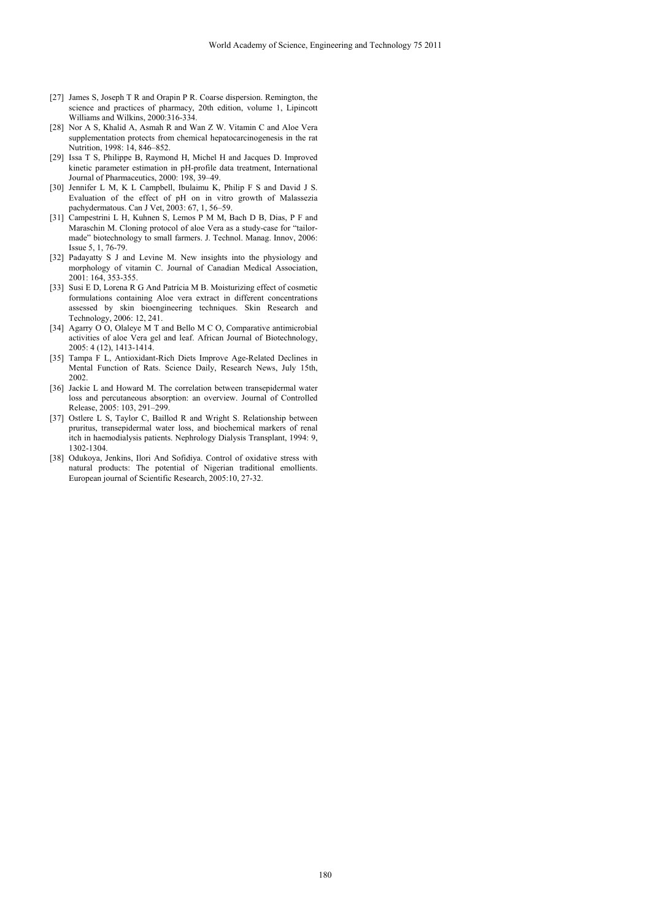[27] James S, Joseph T R and Orapin P R. Coarse dispersion. Remington, the science and practices of pharmacy, 20th edition, volume 1, Lipincott Williams and Wilkins, 2000:316-334.

[28] Nor A S, Khalid A, Asmah R and Wan Z W. Vitamin C and Aloe Vera supplementation protects from chemical hepatocarcinogenesis in the rat Nutrition, 1998: 14, 846–852.

[29] Issa T S, Philippe B, Raymond H, Michel H and Jacques D. Improved kinetic parameter estimation in pH-profile data treatment, International Journal of Pharmaceutics, 2000: 198, 39–49.

[30] Jennifer L M, K L Campbell, Ibulaimu K, Philip F S and David J S. Evaluation of the effect of pH on in vitro growth of Malassezia pachydermatous. Can J Vet, 2003: 67, 1, 56–59.

[31] Campestrini L H, Kuhnen S, Lemos P M M, Bach D B, Dias, P F and Maraschin M. Cloning protocol of aloe Vera as a study-case for "tailor-made" biotechnology to small farmers. J. Technol. Manag. Innov, 2006: Issue 5, 1, 76-79.

[32] Padayatty S J and Levine M. New insights into the physiology and morphology of vitamin C. Journal of Canadian Medical Association, 2001: 164, 353-355.

[33] Susi E D, Lorena R G And Patrícia M B. Moisturizing effect of cosmetic formulations containing Aloe vera extract in different concentrations assessed by skin bioengineering techniques. Skin Research and Technology, 2006: 12, 241.

[34] Agarry O O, Olaleye M T and Bello M C O, Comparative antimicrobial activities of aloe Vera gel and leaf. African Journal of Biotechnology, 2005: 4 (12), 1413-1414.

[35] Tampa F L, Antioxidant-Rich Diets Improve Age-Related Declines in Mental Function of Rats. Science Daily, Research News, July 15th, 2002.

[36] Jackie L and Howard M. The correlation between transepidermal water loss and percutaneous absorption: an overview. Journal of Controlled Release, 2005: 103, 291–299.

[37] Ostlere L S, Taylor C, Baillod R and Wright S. Relationship between pruritus, transepidermal water loss, and biochemical markers of renal itch in haemodialysis patients. Nephrology Dialysis Transplant, 1994: 9, 1302-1304.

[38] Odukoya, Jenkins, Ilori And Sofidiya. Control of oxidative stress with natural products: The potential of Nigerian traditional emollients. European journal of Scientific Research, 2005:10, 27-32.